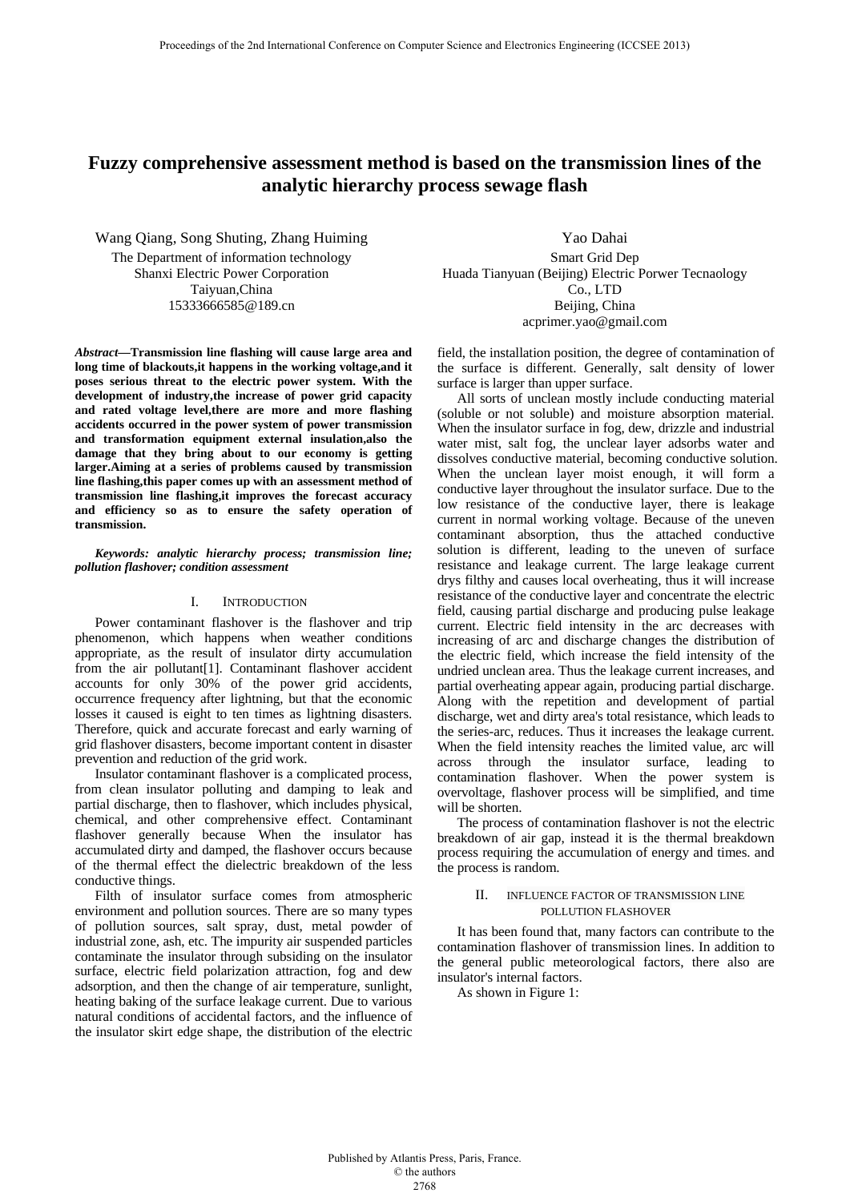# Fuzzy comprehensive assessment method is based on the transmission lines of the analytic hierarchy process sewage flash

Wang Qiang, Song Shuting, Zhang Huiming
The Department of information technology
Shanxi Electric Power Corporation
Taiyuan,China
15333666585@189.cn

Yao Dahai
Smart Grid Dep
Huada Tianyuan (Beijing) Electric Porwer Tecnaology Co., LTD
Beijing, China
acprimer.yao@gmail.com

***Abstract*—Transmission line flashing will cause large area and long time of blackouts,it happens in the working voltage,and it poses serious threat to the electric power system. With the development of industry,the increase of power grid capacity and rated voltage level,there are more and more flashing accidents occurred in the power system of power transmission and transformation equipment external insulation,also the damage that they bring about to our economy is getting larger.Aiming at a series of problems caused by transmission line flashing,this paper comes up with an assessment method of transmission line flashing,it improves the forecast accuracy and efficiency so as to ensure the safety operation of transmission.**

***Keywords: analytic hierarchy process; transmission line; pollution flashover; condition assessment***

## I. Introduction

Power contaminant flashover is the flashover and trip phenomenon, which happens when weather conditions appropriate, as the result of insulator dirty accumulation from the air pollutant[1]. Contaminant flashover accident accounts for only 30% of the power grid accidents, occurrence frequency after lightning, but that the economic losses it caused is eight to ten times as lightning disasters. Therefore, quick and accurate forecast and early warning of grid flashover disasters, become important content in disaster prevention and reduction of the grid work.

Insulator contaminant flashover is a complicated process, from clean insulator polluting and damping to leak and partial discharge, then to flashover, which includes physical, chemical, and other comprehensive effect. Contaminant flashover generally because When the insulator has accumulated dirty and damped, the flashover occurs because of the thermal effect the dielectric breakdown of the less conductive things.

Filth of insulator surface comes from atmospheric environment and pollution sources. There are so many types of pollution sources, salt spray, dust, metal powder of industrial zone, ash, etc. The impurity air suspended particles contaminate the insulator through subsiding on the insulator surface, electric field polarization attraction, fog and dew adsorption, and then the change of air temperature, sunlight, heating baking of the surface leakage current. Due to various natural conditions of accidental factors, and the influence of the insulator skirt edge shape, the distribution of the electric field, the installation position, the degree of contamination of the surface is different. Generally, salt density of lower surface is larger than upper surface.

All sorts of unclean mostly include conducting material (soluble or not soluble) and moisture absorption material. When the insulator surface in fog, dew, drizzle and industrial water mist, salt fog, the unclear layer adsorbs water and dissolves conductive material, becoming conductive solution. When the unclean layer moist enough, it will form a conductive layer throughout the insulator surface. Due to the low resistance of the conductive layer, there is leakage current in normal working voltage. Because of the uneven contaminant absorption, thus the attached conductive solution is different, leading to the uneven of surface resistance and leakage current. The large leakage current drys filthy and causes local overheating, thus it will increase resistance of the conductive layer and concentrate the electric field, causing partial discharge and producing pulse leakage current. Electric field intensity in the arc decreases with increasing of arc and discharge changes the distribution of the electric field, which increase the field intensity of the undried unclean area. Thus the leakage current increases, and partial overheating appear again, producing partial discharge. Along with the repetition and development of partial discharge, wet and dirty area's total resistance, which leads to the series-arc, reduces. Thus it increases the leakage current. When the field intensity reaches the limited value, arc will across through the insulator surface, leading to contamination flashover. When the power system is overvoltage, flashover process will be simplified, and time will be shorten.

The process of contamination flashover is not the electric breakdown of air gap, instead it is the thermal breakdown process requiring the accumulation of energy and times. and the process is random.

## II. Influence factor of transmission line pollution flashover

It has been found that, many factors can contribute to the contamination flashover of transmission lines. In addition to the general public meteorological factors, there also are insulator's internal factors.

As shown in Figure 1: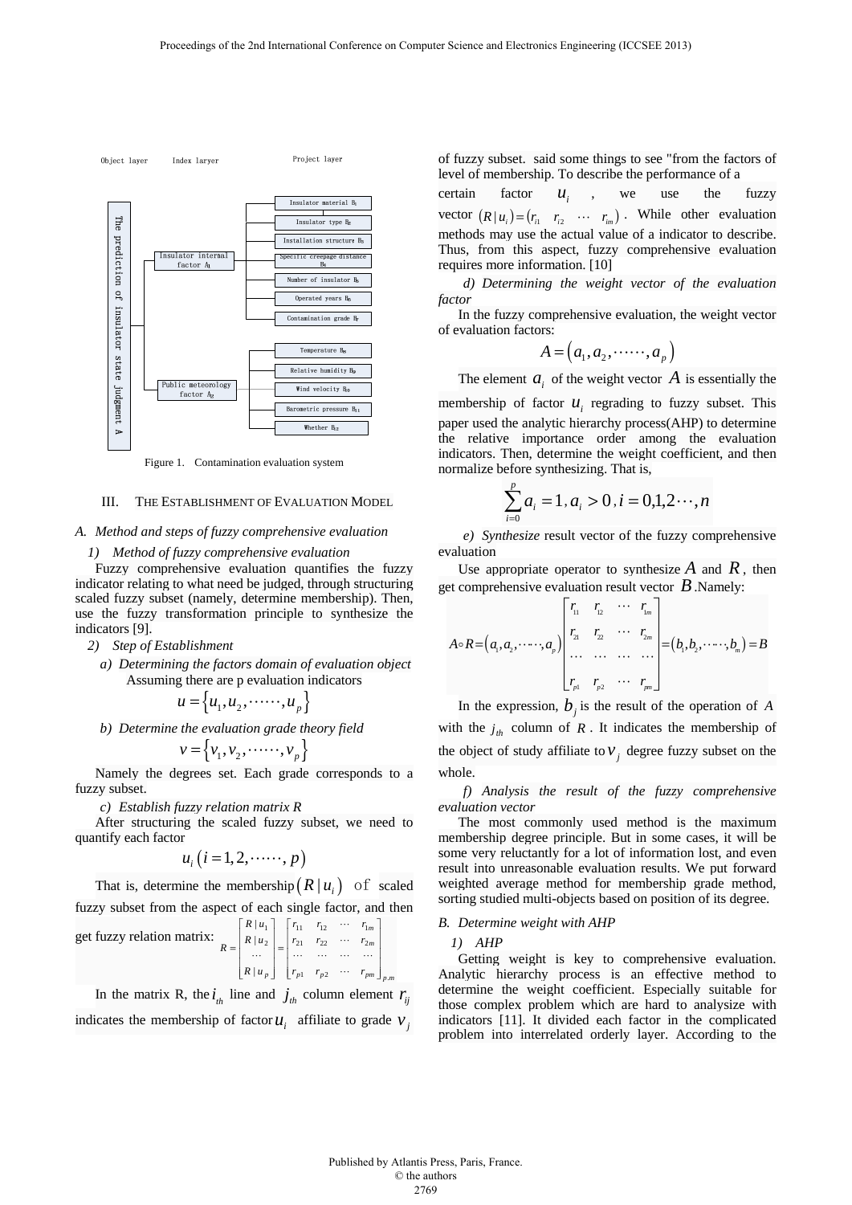Object layer Index laryer Project layer

The prediction of insulator state judgment A

Insulator internal factor $A_1$: Insulator material $B_1$; Insulator type $B_2$; Installation structure $B_3$; Specific creepage distance $B_4$; Number of insulator $B_5$; Operated years $B_6$; Contamination grade $B_7$

Public meteorology factor $A_2$: Temperature $B_8$; Relative humidity $B_9$; Wind velocity $B_{10}$; Barometric pressure $B_{11}$; Whether $B_{12}$

Figure 1. Contamination evaluation system

## III. THE ESTABLISHMENT OF EVALUATION MODEL

### A. Method and steps of fuzzy comprehensive evaluation

*1) Method of fuzzy comprehensive evaluation*

Fuzzy comprehensive evaluation quantifies the fuzzy indicator relating to what need be judged, through structuring scaled fuzzy subset (namely, determine membership). Then, use the fuzzy transformation principle to synthesize the indicators [9].

*2) Step of Establishment*

*a) Determining the factors domain of evaluation object*

Assuming there are p evaluation indicators

$$u = \{u_1, u_2, \cdots\cdots, u_p\}$$

*b) Determine the evaluation grade theory field*

$$v = \{v_1, v_2, \cdots\cdots, v_p\}$$

Namely the degrees set. Each grade corresponds to a fuzzy subset.

*c) Establish fuzzy relation matrix R*

After structuring the scaled fuzzy subset, we need to quantify each factor

$$u_i \left(i = 1, 2, \cdots\cdots, p\right)$$

That is, determine the membership $\left(R \mid u_i\right)$ of scaled fuzzy subset from the aspect of each single factor, and then get fuzzy relation matrix:

$$R = \begin{bmatrix} R \mid u_1 \\ R \mid u_2 \\ \cdots \\ R \mid u_p \end{bmatrix} = \begin{bmatrix} r_{11} & r_{12} & \cdots & r_{1m} \\ r_{21} & r_{22} & \cdots & r_{2m} \\ \cdots & \cdots & \cdots & \cdots \\ r_{p1} & r_{p2} & \cdots & r_{pm} \end{bmatrix}_{p.m}$$

In the matrix R, the $i_{th}$ line and $j_{th}$ column element $r_{ij}$ indicates the membership of factor $u_i$ affiliate to grade $v_j$ of fuzzy subset. said some things to see "from the factors of level of membership. To describe the performance of a certain factor $u_i$, we use the fuzzy vector $(R \mid u_i) = (r_{i1} \quad r_{i2} \quad \cdots \quad r_{im})$. While other evaluation methods may use the actual value of a indicator to describe. Thus, from this aspect, fuzzy comprehensive evaluation requires more information. [10]

*d) Determining the weight vector of the evaluation factor*

In the fuzzy comprehensive evaluation, the weight vector of evaluation factors:

$$A = \left(a_1, a_2, \cdots\cdots, a_p\right)$$

The element $a_i$ of the weight vector $A$ is essentially the membership of factor $u_i$ regrading to fuzzy subset. This paper used the analytic hierarchy process(AHP) to determine the relative importance order among the evaluation indicators. Then, determine the weight coefficient, and then normalize before synthesizing. That is,

$$\sum_{i=0}^{p} a_i = 1, a_i > 0, i = 0,1,2\cdots, n$$

*e) Synthesize* result vector of the fuzzy comprehensive evaluation

Use appropriate operator to synthesize $A$ and $R$, then get comprehensive evaluation result vector $B$.Namely:

$$A \circ R = \left(a_1, a_2, \cdots\cdots, a_p\right) \begin{bmatrix} r_{11} & r_{12} & \cdots & r_{1m} \\ r_{21} & r_{22} & \cdots & r_{2m} \\ \cdots & \cdots & \cdots & \cdots \\ r_{p1} & r_{p2} & \cdots & r_{pm} \end{bmatrix} = \left(b_1, b_2, \cdots\cdots, b_m\right) = B$$

In the expression, $b_j$ is the result of the operation of $A$ with the $j_{th}$ column of $R$. It indicates the membership of the object of study affiliate to $v_j$ degree fuzzy subset on the whole.

*f) Analysis the result of the fuzzy comprehensive evaluation vector*

The most commonly used method is the maximum membership degree principle. But in some cases, it will be some very reluctantly for a lot of information lost, and even result into unreasonable evaluation results. We put forward weighted average method for membership grade method, sorting studied multi-objects based on position of its degree.

### B. Determine weight with AHP

*1) AHP*

Getting weight is key to comprehensive evaluation. Analytic hierarchy process is an effective method to determine the weight coefficient. Especially suitable for those complex problem which are hard to analysize with indicators [11]. It divided each factor in the complicated problem into interrelated orderly layer. According to the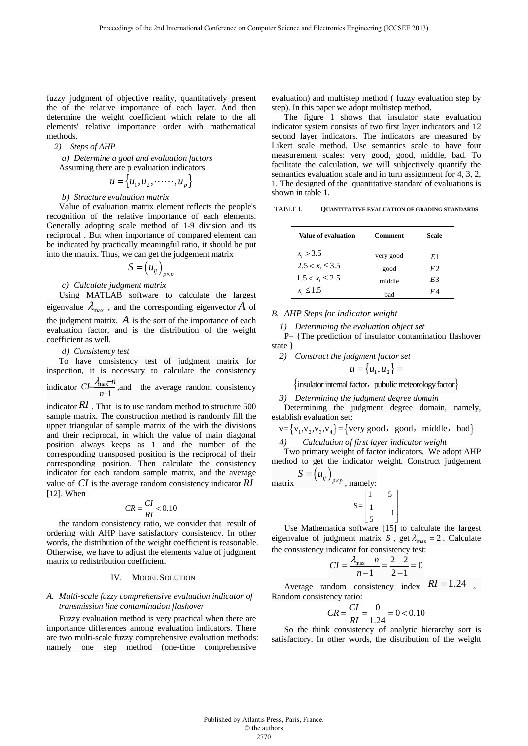fuzzy judgment of objective reality, quantitatively present the of the relative importance of each layer. And then determine the weight coefficient which relate to the all elements' relative importance order with mathematical methods.

*2) Steps of AHP*

*a) Determine a goal and evaluation factors*

Assuming there are p evaluation indicators

$$u = \{u_1, u_2, \cdots\cdots, u_p\}$$

*b) Structure evaluation matrix*

Value of evaluation matrix element reflects the people's recognition of the relative importance of each elements. Generally adopting scale method of 1-9 division and its reciprocal . But when importance of compared element can be indicated by practically meaningful ratio, it should be put into the matrix. Thus, we can get the judgement matrix

$$S = (u_{ij})_{p \times p}$$

*c) Calculate judgment matrix*

Using MATLAB software to calculate the largest eigenvalue $\lambda_{\max}$ , and the corresponding eigenvector $A$ of the judgment matrix. $A$ is the sort of the importance of each evaluation factor, and is the distribution of the weight coefficient as well.

*d) Consistency test*

To have consistency test of judgment matrix for inspection, it is necessary to calculate the consistency indicator $CI = \frac{\lambda_{\max} - n}{n-1}$ ,and the average random consistency indicator $RI$ . That is to use random method to structure 500 sample matrix. The construction method is randomly fill the upper triangular of sample matrix of the with the divisions and their reciprocal, in which the value of main diagonal position always keeps as 1 and the number of the corresponding transposed position is the reciprocal of their corresponding position. Then calculate the consistency indicator for each random sample matrix, and the average value of $CI$ is the average random consistency indicator $RI$ [12]. When

$$CR = \frac{CI}{RI} < 0.10$$

the random consistency ratio, we consider that result of ordering with AHP have satisfactory consistency. In other words, the distribution of the weight coefficient is reasonable. Otherwise, we have to adjust the elements value of judgment matrix to redistribution coefficient.

## IV. Model Solution

### A. Multi-scale fuzzy comprehensive evaluation indicator of transmission line contamination flashover

Fuzzy evaluation method is very practical when there are importance differences among evaluation indicators. There are two multi-scale fuzzy comprehensive evaluation methods: namely one step method (one-time comprehensive evaluation) and multistep method ( fuzzy evaluation step by step). In this paper we adopt multistep method.

The figure 1 shows that insulator state evaluation indicator system consists of two first layer indicators and 12 second layer indicators. The indicators are measured by Likert scale method. Use semantics scale to have four measurement scales: very good, good, middle, bad. To facilitate the calculation, we will subjectively quantify the semantics evaluation scale and in turn assignment for 4, 3, 2, 1. The designed of the quantitative standard of evaluations is shown in table 1.

TABLE I. Quantitative Evaluation of Grading Standards

| Value of evaluation | Comment | Scale |
|---|---|---|
| $x_i > 3.5$ | very good | $E1$ |
| $2.5 < x_i \le 3.5$ | good | $E2$ |
| $1.5 < x_i \le 2.5$ | middle | $E3$ |
| $x_i \le 1.5$ | bad | $E4$ |

### B. AHP Steps for indicator weight

*1) Determining the evaluation object set*

P= {The prediction of insulator contamination flashover state }

*2) Construct the judgment factor set*

$$u = \{u_1, u_2\} =$$

$$\{\text{insulator internal factor，pubulic meteorology factor}\}$$

*3) Determining the judgment degree domain*

Determining the judgment degree domain, namely, establish evaluation set:

$$\text{v} = \{\text{v}_1, \text{v}_2, \text{v}_3, \text{v}_4\} = \{\text{very good，good，middle，bad}\}$$

*4) Calculation of first layer indicator weight*

Two primary weight of factor indicators. We adopt AHP method to get the indicator weight. Construct judgement matrix $S = (u_{ij})_{p \times p}$ , namely:

$$S = \begin{bmatrix} 1 & 5 \\ \frac{1}{5} & 1 \end{bmatrix}$$

Use Mathematica software [15] to calculate the largest eigenvalue of judgment matrix $S$ , get $\lambda_{\max} = 2$ . Calculate the consistency indicator for consistency test:

$$CI = \frac{\lambda_{\max} - n}{n-1} = \frac{2-2}{2-1} = 0$$

Average random consistency index $RI = 1.24$ 。 Random consistency ratio:

$$CR = \frac{CI}{RI} = \frac{0}{1.24} = 0 < 0.10$$

So the think consistency of analytic hierarchy sort is satisfactory. In other words, the distribution of the weight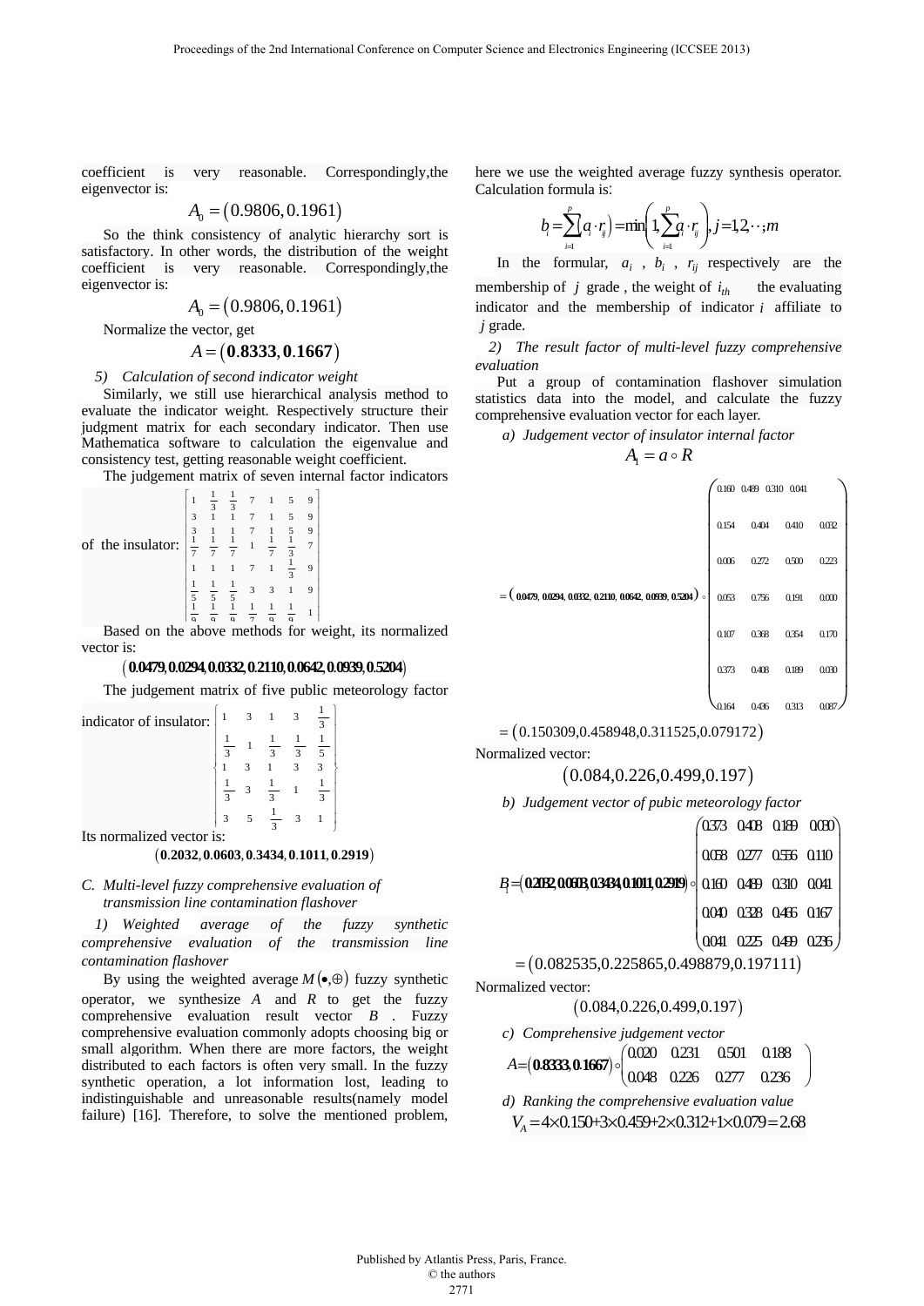coefficient is very reasonable. Correspondingly,the eigenvector is:

$$A_0 = (0.9806, 0.1961)$$

So the think consistency of analytic hierarchy sort is satisfactory. In other words, the distribution of the weight coefficient is very reasonable. Correspondingly,the eigenvector is:

$$A_0 = (0.9806, 0.1961)$$

Normalize the vector, get

$$A = (\mathbf{0.8333}, \mathbf{0.1667})$$

*5) Calculation of second indicator weight*

Similarly, we still use hierarchical analysis method to evaluate the indicator weight. Respectively structure their judgment matrix for each secondary indicator. Then use Mathematica software to calculation the eigenvalue and consistency test, getting reasonable weight coefficient.

The judgement matrix of seven internal factor indicators of the insulator:

$$\begin{bmatrix} 1 & \frac{1}{3} & \frac{1}{3} & 7 & 1 & 5 & 9 \\ 3 & 1 & 1 & 7 & 1 & 5 & 9 \\ 3 & 1 & 1 & 7 & 1 & 5 & 9 \\ \frac{1}{7} & \frac{1}{7} & \frac{1}{7} & 1 & \frac{1}{7} & \frac{1}{3} & 7 \\ 1 & 1 & 1 & 7 & 1 & \frac{1}{3} & 9 \\ \frac{1}{5} & \frac{1}{5} & \frac{1}{5} & 3 & 3 & 1 & 9 \\ \frac{1}{9} & \frac{1}{9} & \frac{1}{9} & \frac{1}{7} & \frac{1}{9} & \frac{1}{9} & 1 \end{bmatrix}$$

Based on the above methods for weight, its normalized vector is:

$$(\mathbf{0.0479}, \mathbf{0.0294}, \mathbf{0.0332}, \mathbf{0.2110}, \mathbf{0.0642}, \mathbf{0.0939}, \mathbf{0.5204})$$

The judgement matrix of five public meteorology factor indicator of insulator:

$$\begin{Bmatrix} 1 & 3 & 1 & 3 & \frac{1}{3} \\ \frac{1}{3} & 1 & \frac{1}{3} & \frac{1}{3} & \frac{1}{5} \\ 1 & 3 & 1 & 3 & 3 \\ \frac{1}{3} & 3 & \frac{1}{3} & 1 & \frac{1}{3} \\ 3 & 5 & \frac{1}{3} & 3 & 1 \end{Bmatrix}$$

Its normalized vector is:

$$(\mathbf{0.2032}, \mathbf{0.0603}, \mathbf{0.3434}, \mathbf{0.1011}, \mathbf{0.2919})$$

### C. Multi-level fuzzy comprehensive evaluation of transmission line contamination flashover

*1) Weighted average of the fuzzy synthetic comprehensive evaluation of the transmission line contamination flashover*

By using the weighted average $M(\bullet, \oplus)$ fuzzy synthetic operator, we synthesize $A$ and $R$ to get the fuzzy comprehensive evaluation result vector $B$. Fuzzy comprehensive evaluation commonly adopts choosing big or small algorithm. When there are more factors, the weight distributed to each factors is often very small. In the fuzzy synthetic operation, a lot information lost, leading to indistinguishable and unreasonable results(namely model failure) [16]. Therefore, to solve the mentioned problem, here we use the weighted average fuzzy synthesis operator. Calculation formula is:

$$b_j = \sum_{i=1}^{p}(a_i \cdot r_{ij}) = \min\left(1, \sum_{i=1}^{p} a_i \cdot r_{ij}\right), j = 1, 2, \cdots, m$$

In the formular, $a_i$, $b_i$, $r_{ij}$ respectively are the membership of $j$ grade, the weight of $i_{th}$ the evaluating indicator and the membership of indicator $i$ affiliate to $j$ grade.

*2) The result factor of multi-level fuzzy comprehensive evaluation*

Put a group of contamination flashover simulation statistics data into the model, and calculate the fuzzy comprehensive evaluation vector for each layer.

*a) Judgement vector of insulator internal factor*

$$A_1 = a \circ R$$

$$= (\mathbf{0.0479}, \mathbf{0.0294}, \mathbf{0.0332}, \mathbf{0.2110}, \mathbf{0.0642}, \mathbf{0.0939}, \mathbf{0.5204}) \circ \begin{pmatrix} 0.160 & 0.489 & 0.310 & 0.041 \\ 0.154 & 0.404 & 0.410 & 0.032 \\ 0.006 & 0.272 & 0.500 & 0.223 \\ 0.053 & 0.756 & 0.191 & 0.000 \\ 0.107 & 0.368 & 0.354 & 0.170 \\ 0.373 & 0.408 & 0.189 & 0.030 \\ 0.164 & 0.436 & 0.313 & 0.087 \end{pmatrix}$$

$$= (0.150309, 0.458948, 0.311525, 0.079172)$$

Normalized vector:

$$(0.084, 0.226, 0.499, 0.197)$$

*b) Judgement vector of pubic meteorology factor*

$$B_1 = (\mathbf{0.2032}, \mathbf{0.0603}, \mathbf{0.3434}, \mathbf{0.1011}, \mathbf{0.2919}) \circ \begin{pmatrix} 0.373 & 0.408 & 0.189 & 0.030 \\ 0.058 & 0.277 & 0.556 & 0.110 \\ 0.160 & 0.489 & 0.310 & 0.041 \\ 0.040 & 0.328 & 0.466 & 0.167 \\ 0.041 & 0.225 & 0.499 & 0.236 \end{pmatrix}$$

$$= (0.082535, 0.225865, 0.498879, 0.197111)$$

Normalized vector:

$$(0.084, 0.226, 0.499, 0.197)$$

*c) Comprehensive judgement vector*

$$A = (\mathbf{0.8333}, \mathbf{0.1667}) \circ \begin{pmatrix} 0.020 & 0.231 & 0.501 & 0.188 \\ 0.048 & 0.226 & 0.277 & 0.236 \end{pmatrix}$$

*d) Ranking the comprehensive evaluation value*

$$V_A = 4 \times 0.150 + 3 \times 0.459 + 2 \times 0.312 + 1 \times 0.079 = 2.68$$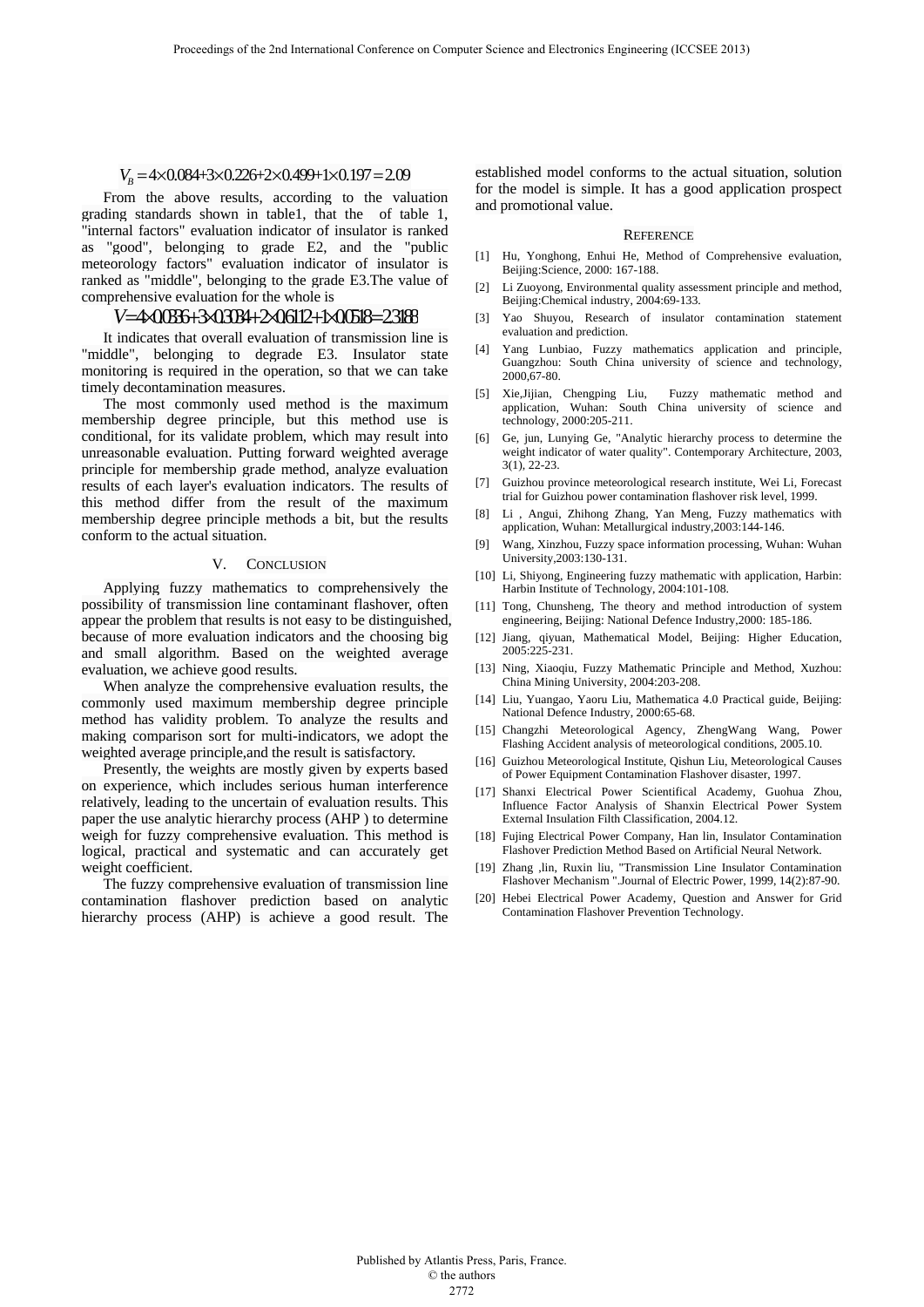$$V_B = 4\times 0.084 + 3\times 0.226 + 2\times 0.499 + 1\times 0.197 = 2.09$$

From the above results, according to the valuation grading standards shown in table1, that the of table 1, "internal factors" evaluation indicator of insulator is ranked as "good", belonging to grade E2, and the "public meteorology factors" evaluation indicator of insulator is ranked as "middle", belonging to the grade E3.The value of comprehensive evaluation for the whole is

$$V = 4\times 0.0336 + 3\times 0.3034 + 2\times 0.6112 + 1\times 0.0518 = 2.3188$$

It indicates that overall evaluation of transmission line is "middle", belonging to degrade E3. Insulator state monitoring is required in the operation, so that we can take timely decontamination measures.

The most commonly used method is the maximum membership degree principle, but this method use is conditional, for its validate problem, which may result into unreasonable evaluation. Putting forward weighted average principle for membership grade method, analyze evaluation results of each layer's evaluation indicators. The results of this method differ from the result of the maximum membership degree principle methods a bit, but the results conform to the actual situation.

## V. Conclusion

Applying fuzzy mathematics to comprehensively the possibility of transmission line contaminant flashover, often appear the problem that results is not easy to be distinguished, because of more evaluation indicators and the choosing big and small algorithm. Based on the weighted average evaluation, we achieve good results.

When analyze the comprehensive evaluation results, the commonly used maximum membership degree principle method has validity problem. To analyze the results and making comparison sort for multi-indicators, we adopt the weighted average principle,and the result is satisfactory.

Presently, the weights are mostly given by experts based on experience, which includes serious human interference relatively, leading to the uncertain of evaluation results. This paper the use analytic hierarchy process (AHP ) to determine weigh for fuzzy comprehensive evaluation. This method is logical, practical and systematic and can accurately get weight coefficient.

The fuzzy comprehensive evaluation of transmission line contamination flashover prediction based on analytic hierarchy process (AHP) is achieve a good result. The established model conforms to the actual situation, solution for the model is simple. It has a good application prospect and promotional value.

## Reference

[1] Hu, Yonghong, Enhui He, Method of Comprehensive evaluation, Beijing:Science, 2000: 167-188.

[2] Li Zuoyong, Environmental quality assessment principle and method, Beijing:Chemical industry, 2004:69-133.

[3] Yao Shuyou, Research of insulator contamination statement evaluation and prediction.

[4] Yang Lunbiao, Fuzzy mathematics application and principle, Guangzhou: South China university of science and technology, 2000,67-80.

[5] Xie,Jijian, Chengping Liu, Fuzzy mathematic method and application, Wuhan: South China university of science and technology, 2000:205-211.

[6] Ge, jun, Lunying Ge, "Analytic hierarchy process to determine the weight indicator of water quality". Contemporary Architecture, 2003, 3(1), 22-23.

[7] Guizhou province meteorological research institute, Wei Li, Forecast trial for Guizhou power contamination flashover risk level, 1999.

[8] Li , Angui, Zhihong Zhang, Yan Meng, Fuzzy mathematics with application, Wuhan: Metallurgical industry,2003:144-146.

[9] Wang, Xinzhou, Fuzzy space information processing, Wuhan: Wuhan University,2003:130-131.

[10] Li, Shiyong, Engineering fuzzy mathematic with application, Harbin: Harbin Institute of Technology, 2004:101-108.

[11] Tong, Chunsheng, The theory and method introduction of system engineering, Beijing: National Defence Industry,2000: 185-186.

[12] Jiang, qiyuan, Mathematical Model, Beijing: Higher Education, 2005:225-231.

[13] Ning, Xiaoqiu, Fuzzy Mathematic Principle and Method, Xuzhou: China Mining University, 2004:203-208.

[14] Liu, Yuangao, Yaoru Liu, Mathematica 4.0 Practical guide, Beijing: National Defence Industry, 2000:65-68.

[15] Changzhi Meteorological Agency, ZhengWang Wang, Power Flashing Accident analysis of meteorological conditions, 2005.10.

[16] Guizhou Meteorological Institute, Qishun Liu, Meteorological Causes of Power Equipment Contamination Flashover disaster, 1997.

[17] Shanxi Electrical Power Scientifical Academy, Guohua Zhou, Influence Factor Analysis of Shanxin Electrical Power System External Insulation Filth Classification, 2004.12.

[18] Fujing Electrical Power Company, Han lin, Insulator Contamination Flashover Prediction Method Based on Artificial Neural Network.

[19] Zhang ,lin, Ruxin liu, "Transmission Line Insulator Contamination Flashover Mechanism ".Journal of Electric Power, 1999, 14(2):87-90.

[20] Hebei Electrical Power Academy, Question and Answer for Grid Contamination Flashover Prevention Technology.